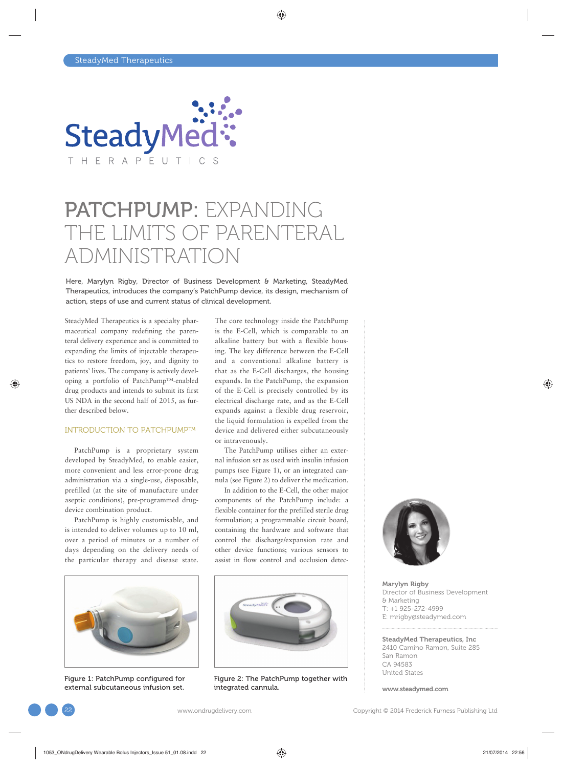# PATCHPUMP: EXPANDING THE LIMITS OF PARENTERAL ADMINISTRATION

Here, Marylyn Rigby, Director of Business Development & Marketing, SteadyMed Therapeutics, introduces the company's PatchPump device, its design, mechanism of action, steps of use and current status of clinical development.

SteadyMed Therapeutics is a specialty pharmaceutical company redefining the parenteral delivery experience and is committed to expanding the limits of injectable therapeutics to restore freedom, joy, and dignity to patients' lives. The company is actively developing a portfolio of PatchPump™-enabled drug products and intends to submit its first US NDA in the second half of 2015, as further described below.

## INTRODUCTION TO PATCHPUMP™

PatchPump is a proprietary system developed by SteadyMed, to enable easier, more convenient and less error-prone drug administration via a single-use, disposable, prefilled (at the site of manufacture under aseptic conditions), pre-programmed drug-device combination product.

PatchPump is highly customisable, and is intended to deliver volumes up to 10 ml, over a period of minutes or a number of days depending on the delivery needs of the particular therapy and disease state.

The core technology inside the PatchPump is the E-Cell, which is comparable to an alkaline battery but with a flexible housing. The key difference between the E-Cell and a conventional alkaline battery is that as the E-Cell discharges, the housing expands. In the PatchPump, the expansion of the E-Cell is precisely controlled by its electrical discharge rate, and as the E-Cell expands against a flexible drug reservoir, the liquid formulation is expelled from the device and delivered either subcutaneously or intravenously.

The PatchPump utilises either an external infusion set as used with insulin infusion pumps (see Figure 1), or an integrated cannula (see Figure 2) to deliver the medication.

In addition to the E-Cell, the other major components of the PatchPump include: a flexible container for the prefilled sterile drug formulation; a programmable circuit board, containing the hardware and software that control the discharge/expansion rate and other device functions; various sensors to assist in flow control and occlusion detec-

Figure 1: PatchPump configured for external subcutaneous infusion set.

Figure 2: The PatchPump together with integrated cannula.

**Marylyn Rigby**
Director of Business Development & Marketing
T: +1 925-272-4999
E: mrigby@steadymed.com

**SteadyMed Therapeutics, Inc**
2410 Camino Ramon, Suite 285
San Ramon
CA 94583
United States

**www.steadymed.com**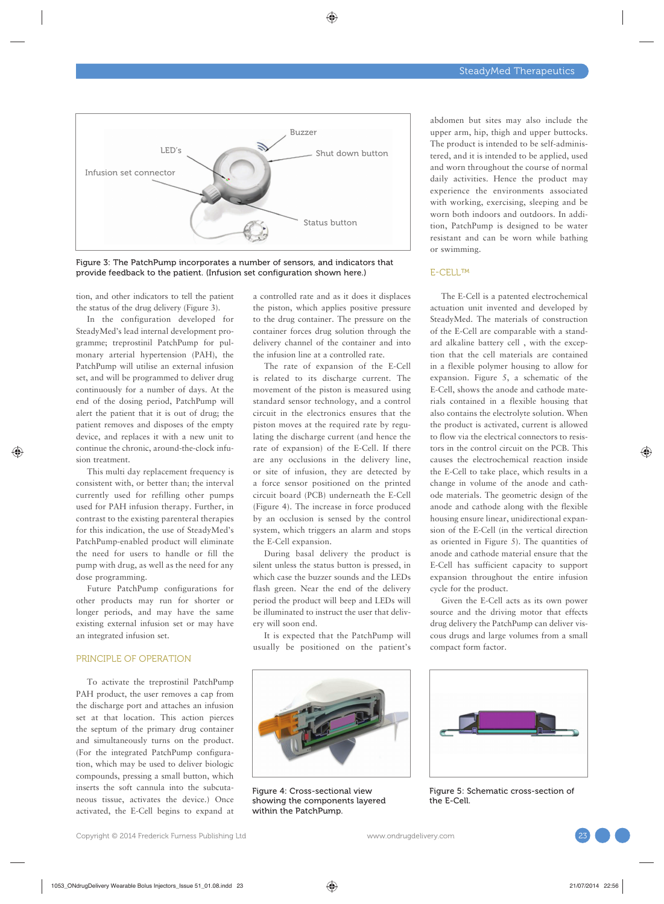Figure 3: The PatchPump incorporates a number of sensors, and indicators that provide feedback to the patient. (Infusion set configuration shown here.)

tion, and other indicators to tell the patient the status of the drug delivery (Figure 3).

In the configuration developed for SteadyMed's lead internal development programme; treprostinil PatchPump for pulmonary arterial hypertension (PAH), the PatchPump will utilise an external infusion set, and will be programmed to deliver drug continuously for a number of days. At the end of the dosing period, PatchPump will alert the patient that it is out of drug; the patient removes and disposes of the empty device, and replaces it with a new unit to continue the chronic, around-the-clock infusion treatment.

This multi day replacement frequency is consistent with, or better than; the interval currently used for refilling other pumps used for PAH infusion therapy. Further, in contrast to the existing parenteral therapies for this indication, the use of SteadyMed's PatchPump-enabled product will eliminate the need for users to handle or fill the pump with drug, as well as the need for any dose programming.

Future PatchPump configurations for other products may run for shorter or longer periods, and may have the same existing external infusion set or may have an integrated infusion set.

## PRINCIPLE OF OPERATION

To activate the treprostinil PatchPump PAH product, the user removes a cap from the discharge port and attaches an infusion set at that location. This action pierces the septum of the primary drug container and simultaneously turns on the product. (For the integrated PatchPump configuration, which may be used to deliver biologic compounds, pressing a small button, which inserts the soft cannula into the subcutaneous tissue, activates the device.) Once activated, the E-Cell begins to expand at a controlled rate and as it does it displaces the piston, which applies positive pressure to the drug container. The pressure on the container forces drug solution through the delivery channel of the container and into the infusion line at a controlled rate.

The rate of expansion of the E-Cell is related to its discharge current. The movement of the piston is measured using standard sensor technology, and a control circuit in the electronics ensures that the piston moves at the required rate by regulating the discharge current (and hence the rate of expansion) of the E-Cell. If there are any occlusions in the delivery line, or site of infusion, they are detected by a force sensor positioned on the printed circuit board (PCB) underneath the E-Cell (Figure 4). The increase in force produced by an occlusion is sensed by the control system, which triggers an alarm and stops the E-Cell expansion.

During basal delivery the product is silent unless the status button is pressed, in which case the buzzer sounds and the LEDs flash green. Near the end of the delivery period the product will beep and LEDs will be illuminated to instruct the user that delivery will soon end.

It is expected that the PatchPump will usually be positioned on the patient's abdomen but sites may also include the upper arm, hip, thigh and upper buttocks. The product is intended to be self-administered, and it is intended to be applied, used and worn throughout the course of normal daily activities. Hence the product may experience the environments associated with working, exercising, sleeping and be worn both indoors and outdoors. In addition, PatchPump is designed to be water resistant and can be worn while bathing or swimming.

## E-CELL™

The E-Cell is a patented electrochemical actuation unit invented and developed by SteadyMed. The materials of construction of the E-Cell are comparable with a standard alkaline battery cell, with the exception that the cell materials are contained in a flexible polymer housing to allow for expansion. Figure 5, a schematic of the E-Cell, shows the anode and cathode materials contained in a flexible housing that also contains the electrolyte solution. When the product is activated, current is allowed to flow via the electrical connectors to resistors in the control circuit on the PCB. This causes the electrochemical reaction inside the E-Cell to take place, which results in a change in volume of the anode and cathode materials. The geometric design of the anode and cathode along with the flexible housing ensure linear, unidirectional expansion of the E-Cell (in the vertical direction as oriented in Figure 5). The quantities of anode and cathode material ensure that the E-Cell has sufficient capacity to support expansion throughout the entire infusion cycle for the product.

Given the E-Cell acts as its own power source and the driving motor that effects drug delivery the PatchPump can deliver viscous drugs and large volumes from a small compact form factor.

Figure 4: Cross-sectional view showing the components layered within the PatchPump.

Figure 5: Schematic cross-section of the E-Cell.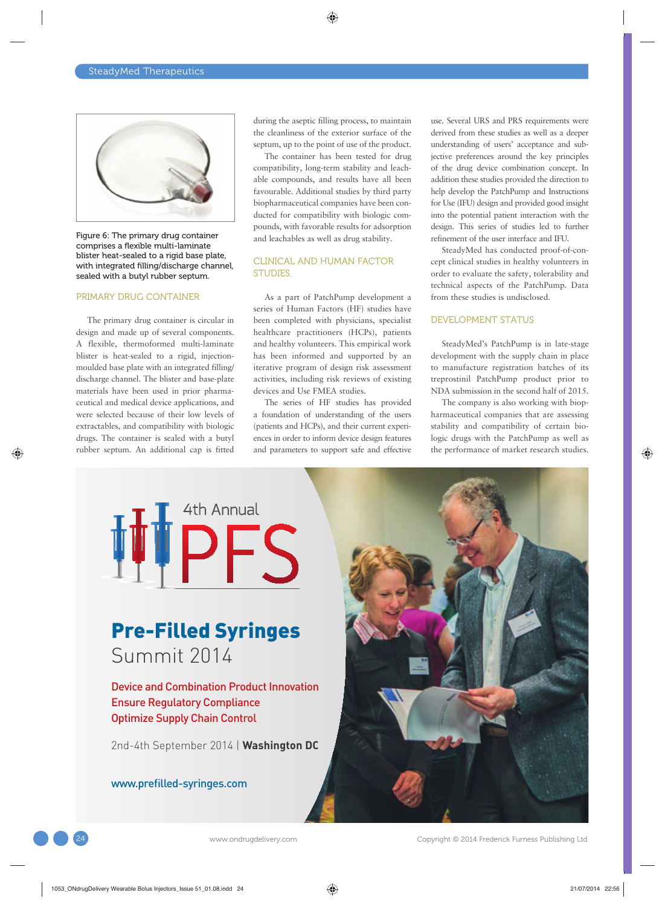Figure 6: The primary drug container comprises a flexible multi-laminate blister heat-sealed to a rigid base plate, with integrated filling/discharge channel, sealed with a butyl rubber septum.

## PRIMARY DRUG CONTAINER

The primary drug container is circular in design and made up of several components. A flexible, thermoformed multi-laminate blister is heat-sealed to a rigid, injection-moulded base plate with an integrated filling/discharge channel. The blister and base-plate materials have been used in prior pharmaceutical and medical device applications, and were selected because of their low levels of extractables, and compatibility with biologic drugs. The container is sealed with a butyl rubber septum. An additional cap is fitted during the aseptic filling process, to maintain the cleanliness of the exterior surface of the septum, up to the point of use of the product.

The container has been tested for drug compatibility, long-term stability and leachable compounds, and results have all been favourable. Additional studies by third party biopharmaceutical companies have been conducted for compatibility with biologic compounds, with favorable results for adsorption and leachables as well as drug stability.

## CLINICAL AND HUMAN FACTOR STUDIES.

As a part of PatchPump development a series of Human Factors (HF) studies have been completed with physicians, specialist healthcare practitioners (HCPs), patients and healthy volunteers. This empirical work has been informed and supported by an iterative program of design risk assessment activities, including risk reviews of existing devices and Use FMEA studies.

The series of HF studies has provided a foundation of understanding of the users (patients and HCPs), and their current experiences in order to inform device design features and parameters to support safe and effective use. Several URS and PRS requirements were derived from these studies as well as a deeper understanding of users' acceptance and subjective preferences around the key principles of the drug device combination concept. In addition these studies provided the direction to help develop the PatchPump and Instructions for Use (IFU) design and provided good insight into the potential patient interaction with the design. This series of studies led to further refinement of the user interface and IFU.

SteadyMed has conducted proof-of-concept clinical studies in healthy volunteers in order to evaluate the safety, tolerability and technical aspects of the PatchPump. Data from these studies is undisclosed.

## DEVELOPMENT STATUS

SteadyMed's PatchPump is in late-stage development with the supply chain in place to manufacture registration batches of its treprostinil PatchPump product prior to NDA submission in the second half of 2015.

The company is also working with biopharmaceutical companies that are assessing stability and compatibility of certain biologic drugs with the PatchPump as well as the performance of market research studies.

4th Annual PFS

**Pre-Filled Syringes** Summit 2014

Device and Combination Product Innovation
Ensure Regulatory Compliance
Optimize Supply Chain Control

2nd-4th September 2014 | **Washington DC**

www.prefilled-syringes.com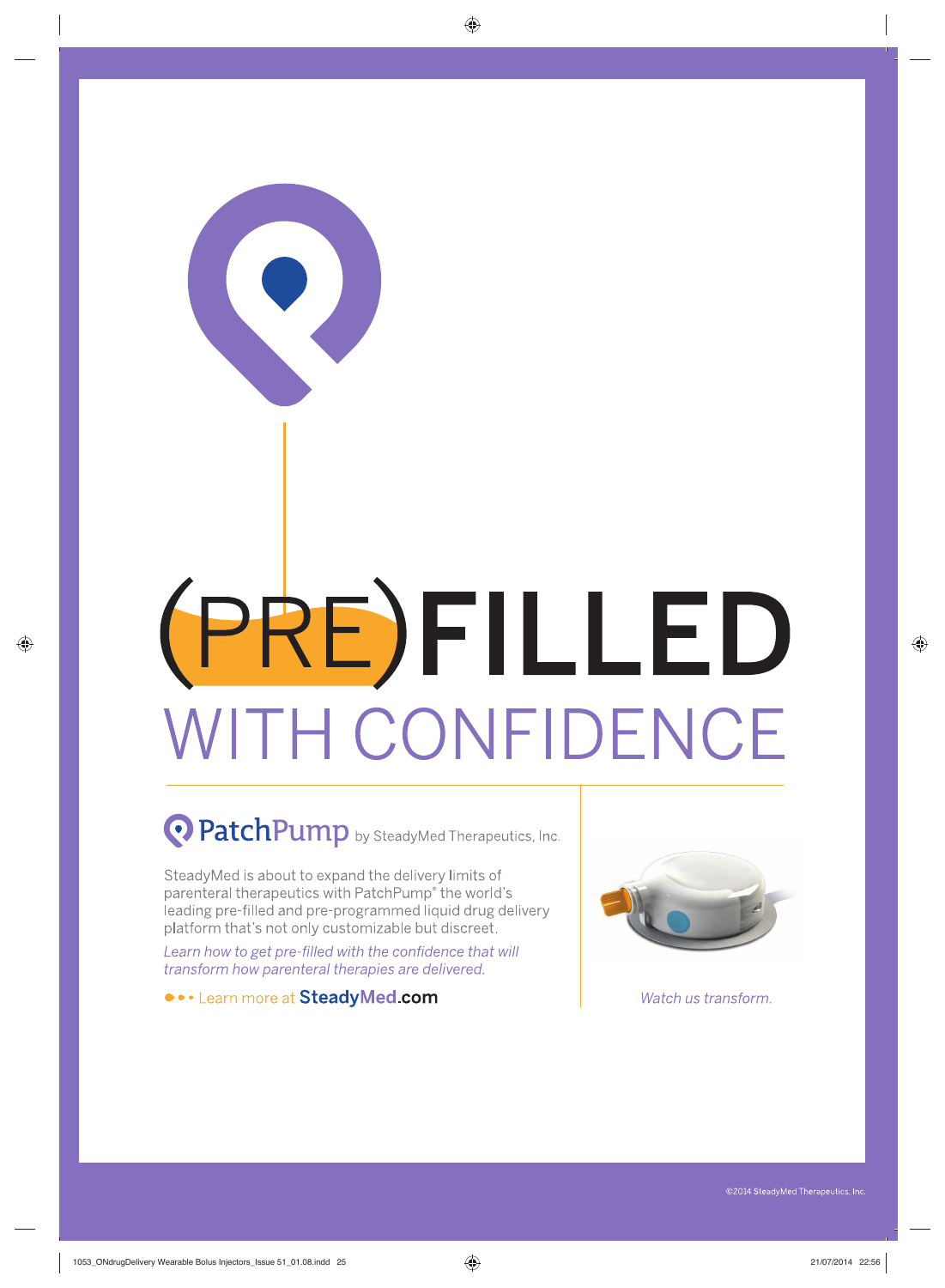# (PRE)FILLED WITH CONFIDENCE

## PatchPump by SteadyMed Therapeutics, Inc.

SteadyMed is about to expand the delivery limits of parenteral therapeutics with PatchPump® the world's leading pre-filled and pre-programmed liquid drug delivery platform that's not only customizable but discreet.

*Learn how to get pre-filled with the confidence that will transform how parenteral therapies are delivered.*

Learn more at **SteadyMed.com**

*Watch us transform.*

©2014 SteadyMed Therapeutics, Inc.